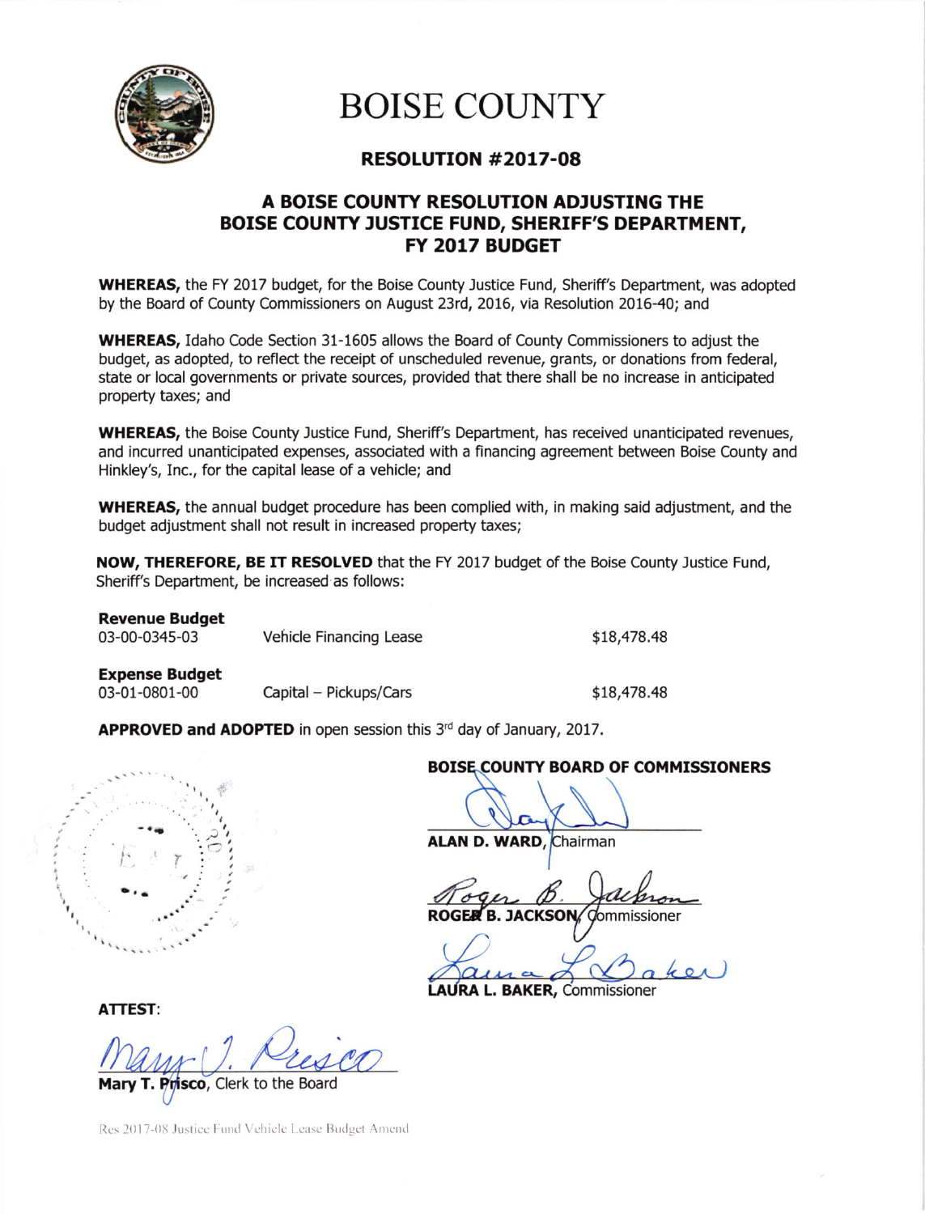# BOISE COUNTY

## RESOLUTION #2017-08

### A BOISE COUNTY RESOLUTION ADJUSTING THE BOISE COUNTY JUSTICE FUND, SHERIFF'S DEPARTMENT, FY 2017 BUDGET

**WHEREAS,** the FY 2017 budget, for the Boise County Justice Fund, Sheriff's Department, was adopted by the Board of County Commissioners on August 23rd, 2016, via Resolution 2016-40; and

**WHEREAS,** Idaho Code Section 31-1605 allows the Board of County Commissioners to adjust the budget, as adopted, to reflect the receipt of unscheduled revenue, grants, or donations from federal, state or local governments or private sources, provided that there shall be no increase in anticipated property taxes; and

**WHEREAS,** the Boise County Justice Fund, Sheriff's Department, has received unanticipated revenues, and incurred unanticipated expenses, associated with a financing agreement between Boise County and Hinkley's, Inc., for the capital lease of a vehicle; and

**WHEREAS,** the annual budget procedure has been complied with, in making said adjustment, and the budget adjustment shall not result in increased property taxes;

**NOW, THEREFORE, BE IT RESOLVED** that the FY 2017 budget of the Boise County Justice Fund, Sheriff's Department, be increased as follows:

**Revenue Budget**

| | | |
|---|---|---|
| 03-00-0345-03 | Vehicle Financing Lease | $18,478.48 |

**Expense Budget**

| | | |
|---|---|---|
| 03-01-0801-00 | Capital – Pickups/Cars | $18,478.48 |

**APPROVED and ADOPTED** in open session this 3rd day of January, 2017.

**BOISE COUNTY BOARD OF COMMISSIONERS**

**ALAN D. WARD,** Chairman

**ROGER B. JACKSON,** Commissioner

**LAURA L. BAKER,** Commissioner

**ATTEST:**

**Mary T. Prisco**, Clerk to the Board

Res 2017-08 Justice Fund Vehicle Lease Budget Amend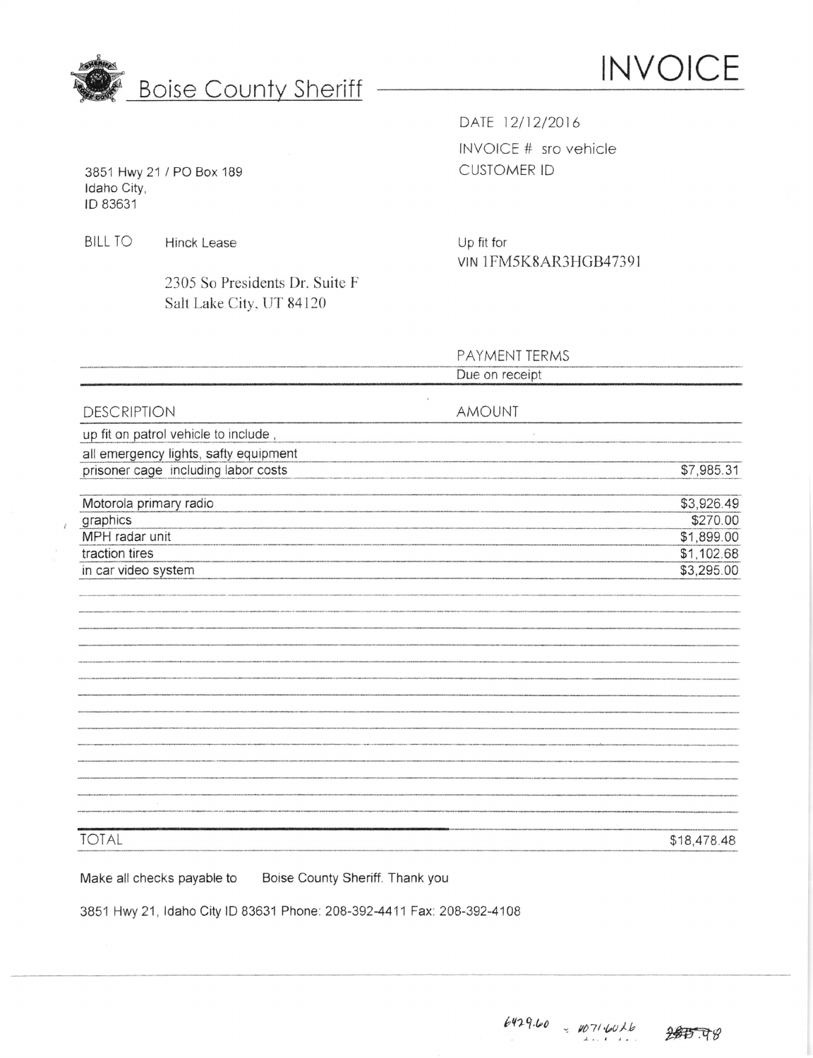Boise County Sheriff

# INVOICE

DATE 12/12/2016

INVOICE # sro vehicle

CUSTOMER ID

3851 Hwy 21 / PO Box 189
Idaho City,
ID 83631

BILL TO Hinck Lease

2305 So Presidents Dr. Suite F
Salt Lake City, UT 84120

Up fit for
VIN 1FM5K8AR3HGB47391

PAYMENT TERMS
Due on receipt

| DESCRIPTION | AMOUNT |
| --- | --- |
| up fit on patrol vehicle to include , | |
| all emergency lights, safty equipment | |
| prisoner cage including labor costs | $7,985.31 |
| Motorola primary radio | $3,926.49 |
| graphics | $270.00 |
| MPH radar unit | $1,899.00 |
| traction tires | $1,102.68 |
| in car video system | $3,295.00 |
| TOTAL | $18,478.48 |

Make all checks payable to Boise County Sheriff. Thank you

3851 Hwy 21, Idaho City ID 83631 Phone: 208-392-4411 Fax: 208-392-4108

6429.60 = 10716026 ~~2815~~.98